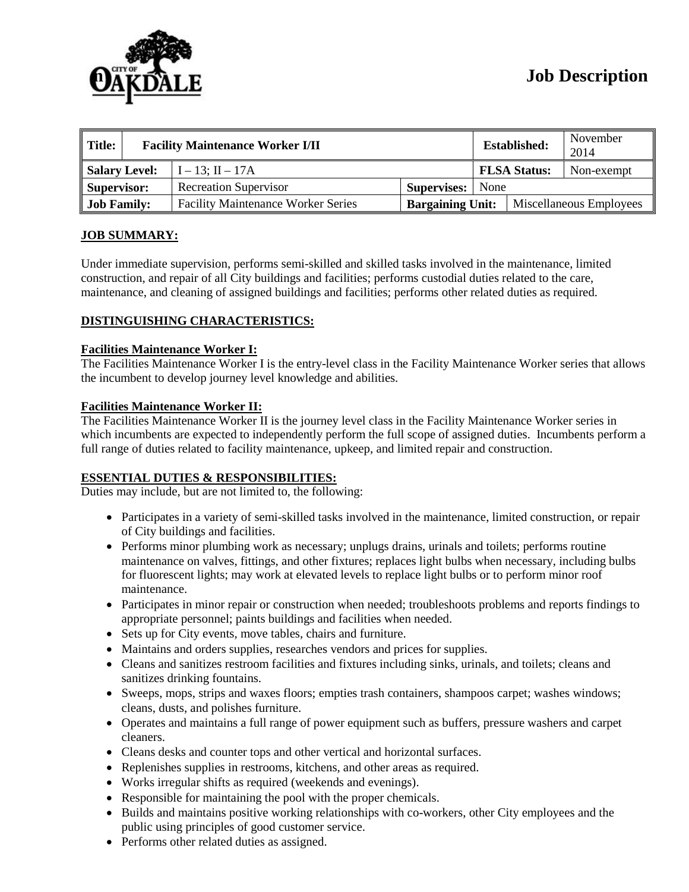# Job Description

| Title: | Facility Maintenance Worker I/II | | | Established: | November 2014 |
|---|---|---|---|---|---|
| Salary Level: | I – 13; II – 17A | | | FLSA Status: | Non-exempt |
| Supervisor: | Recreation Supervisor | Supervises: | None | | |
| Job Family: | Facility Maintenance Worker Series | Bargaining Unit: | | Miscellaneous Employees | |

## JOB SUMMARY:

Under immediate supervision, performs semi-skilled and skilled tasks involved in the maintenance, limited construction, and repair of all City buildings and facilities; performs custodial duties related to the care, maintenance, and cleaning of assigned buildings and facilities; performs other related duties as required.

## DISTINGUISHING CHARACTERISTICS:

### Facilities Maintenance Worker I:

The Facilities Maintenance Worker I is the entry-level class in the Facility Maintenance Worker series that allows the incumbent to develop journey level knowledge and abilities.

### Facilities Maintenance Worker II:

The Facilities Maintenance Worker II is the journey level class in the Facility Maintenance Worker series in which incumbents are expected to independently perform the full scope of assigned duties. Incumbents perform a full range of duties related to facility maintenance, upkeep, and limited repair and construction.

## ESSENTIAL DUTIES & RESPONSIBILITIES:

Duties may include, but are not limited to, the following:

- Participates in a variety of semi-skilled tasks involved in the maintenance, limited construction, or repair of City buildings and facilities.
- Performs minor plumbing work as necessary; unplugs drains, urinals and toilets; performs routine maintenance on valves, fittings, and other fixtures; replaces light bulbs when necessary, including bulbs for fluorescent lights; may work at elevated levels to replace light bulbs or to perform minor roof maintenance.
- Participates in minor repair or construction when needed; troubleshoots problems and reports findings to appropriate personnel; paints buildings and facilities when needed.
- Sets up for City events, move tables, chairs and furniture.
- Maintains and orders supplies, researches vendors and prices for supplies.
- Cleans and sanitizes restroom facilities and fixtures including sinks, urinals, and toilets; cleans and sanitizes drinking fountains.
- Sweeps, mops, strips and waxes floors; empties trash containers, shampoos carpet; washes windows; cleans, dusts, and polishes furniture.
- Operates and maintains a full range of power equipment such as buffers, pressure washers and carpet cleaners.
- Cleans desks and counter tops and other vertical and horizontal surfaces.
- Replenishes supplies in restrooms, kitchens, and other areas as required.
- Works irregular shifts as required (weekends and evenings).
- Responsible for maintaining the pool with the proper chemicals.
- Builds and maintains positive working relationships with co-workers, other City employees and the public using principles of good customer service.
- Performs other related duties as assigned.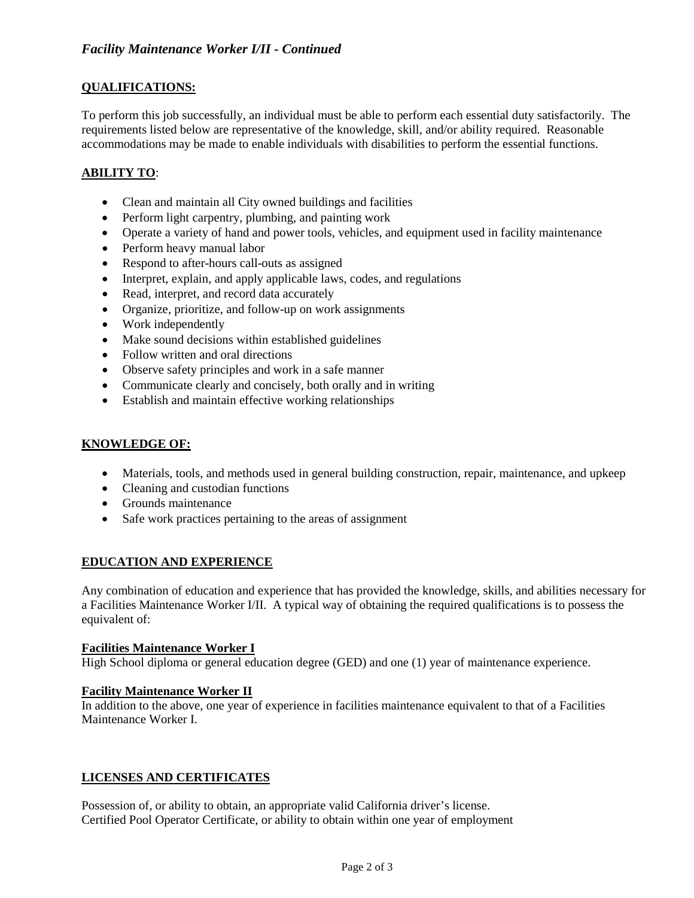## QUALIFICATIONS:

To perform this job successfully, an individual must be able to perform each essential duty satisfactorily. The requirements listed below are representative of the knowledge, skill, and/or ability required. Reasonable accommodations may be made to enable individuals with disabilities to perform the essential functions.

### ABILITY TO:

- Clean and maintain all City owned buildings and facilities
- Perform light carpentry, plumbing, and painting work
- Operate a variety of hand and power tools, vehicles, and equipment used in facility maintenance
- Perform heavy manual labor
- Respond to after-hours call-outs as assigned
- Interpret, explain, and apply applicable laws, codes, and regulations
- Read, interpret, and record data accurately
- Organize, prioritize, and follow-up on work assignments
- Work independently
- Make sound decisions within established guidelines
- Follow written and oral directions
- Observe safety principles and work in a safe manner
- Communicate clearly and concisely, both orally and in writing
- Establish and maintain effective working relationships

### KNOWLEDGE OF:

- Materials, tools, and methods used in general building construction, repair, maintenance, and upkeep
- Cleaning and custodian functions
- Grounds maintenance
- Safe work practices pertaining to the areas of assignment

## EDUCATION AND EXPERIENCE

Any combination of education and experience that has provided the knowledge, skills, and abilities necessary for a Facilities Maintenance Worker I/II. A typical way of obtaining the required qualifications is to possess the equivalent of:

**Facilities Maintenance Worker I**
High School diploma or general education degree (GED) and one (1) year of maintenance experience.

**Facility Maintenance Worker II**
In addition to the above, one year of experience in facilities maintenance equivalent to that of a Facilities Maintenance Worker I.

## LICENSES AND CERTIFICATES

Possession of, or ability to obtain, an appropriate valid California driver's license.
Certified Pool Operator Certificate, or ability to obtain within one year of employment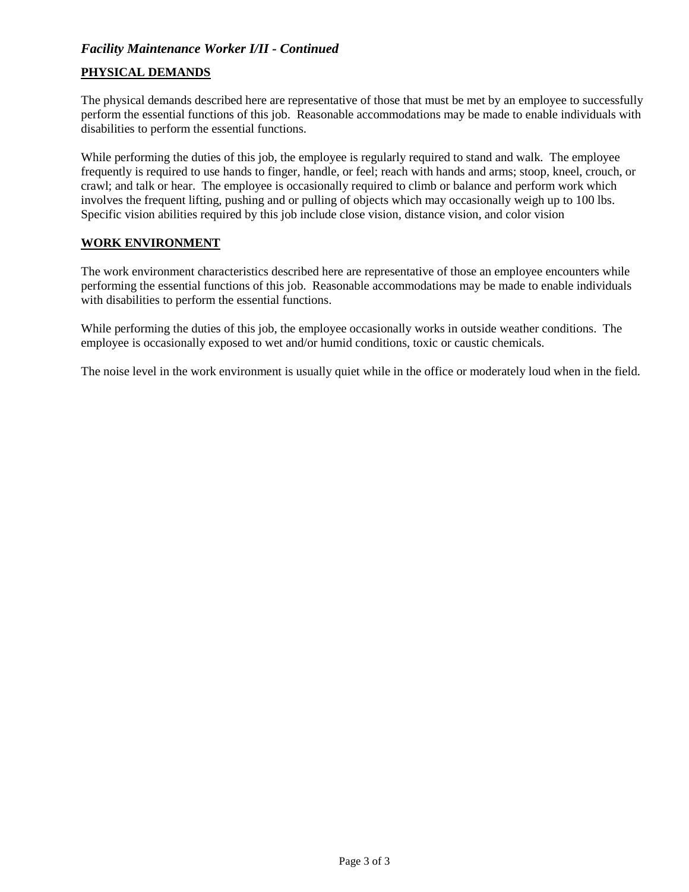*Facility Maintenance Worker I/II - Continued*

## PHYSICAL DEMANDS

The physical demands described here are representative of those that must be met by an employee to successfully perform the essential functions of this job. Reasonable accommodations may be made to enable individuals with disabilities to perform the essential functions.

While performing the duties of this job, the employee is regularly required to stand and walk. The employee frequently is required to use hands to finger, handle, or feel; reach with hands and arms; stoop, kneel, crouch, or crawl; and talk or hear. The employee is occasionally required to climb or balance and perform work which involves the frequent lifting, pushing and or pulling of objects which may occasionally weigh up to 100 lbs. Specific vision abilities required by this job include close vision, distance vision, and color vision

## WORK ENVIRONMENT

The work environment characteristics described here are representative of those an employee encounters while performing the essential functions of this job. Reasonable accommodations may be made to enable individuals with disabilities to perform the essential functions.

While performing the duties of this job, the employee occasionally works in outside weather conditions. The employee is occasionally exposed to wet and/or humid conditions, toxic or caustic chemicals.

The noise level in the work environment is usually quiet while in the office or moderately loud when in the field.